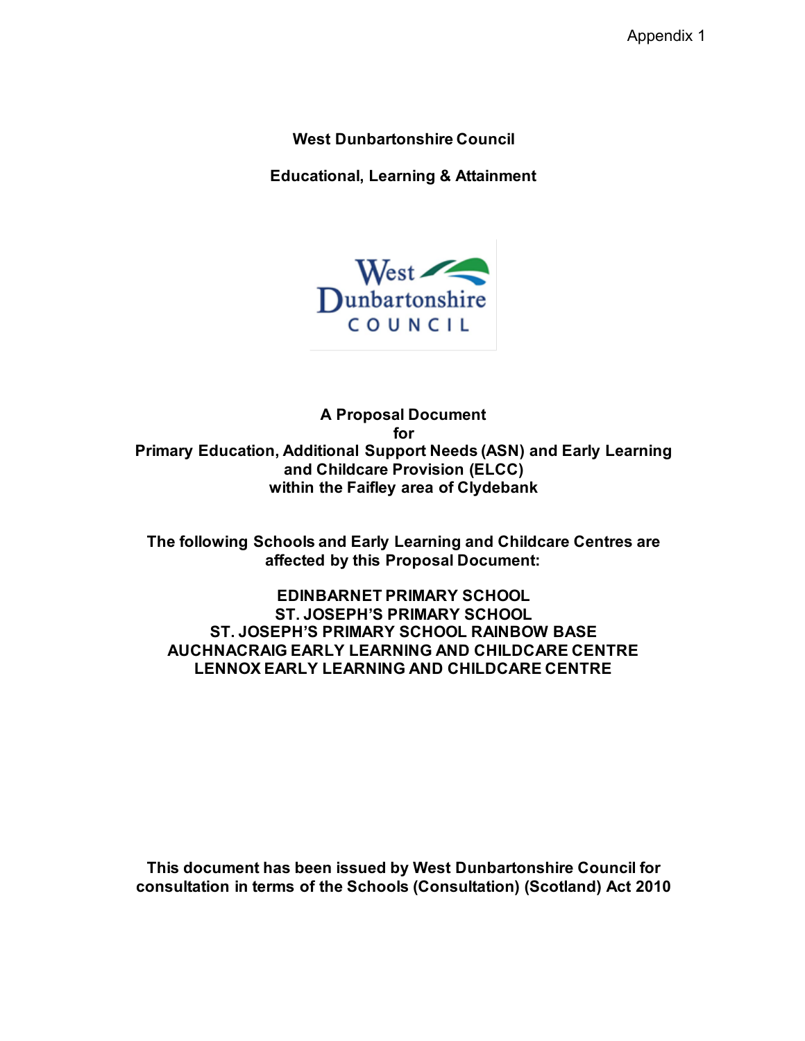Appendix 1

**West Dunbartonshire Council**

**Educational, Learning & Attainment**

West Dunbartonshire COUNCIL

# A Proposal Document for Primary Education, Additional Support Needs (ASN) and Early Learning and Childcare Provision (ELCC) within the Faifley area of Clydebank

**The following Schools and Early Learning and Childcare Centres are affected by this Proposal Document:**

**EDINBARNET PRIMARY SCHOOL**
**ST. JOSEPH'S PRIMARY SCHOOL**
**ST. JOSEPH'S PRIMARY SCHOOL RAINBOW BASE**
**AUCHNACRAIG EARLY LEARNING AND CHILDCARE CENTRE**
**LENNOX EARLY LEARNING AND CHILDCARE CENTRE**

**This document has been issued by West Dunbartonshire Council for consultation in terms of the Schools (Consultation) (Scotland) Act 2010**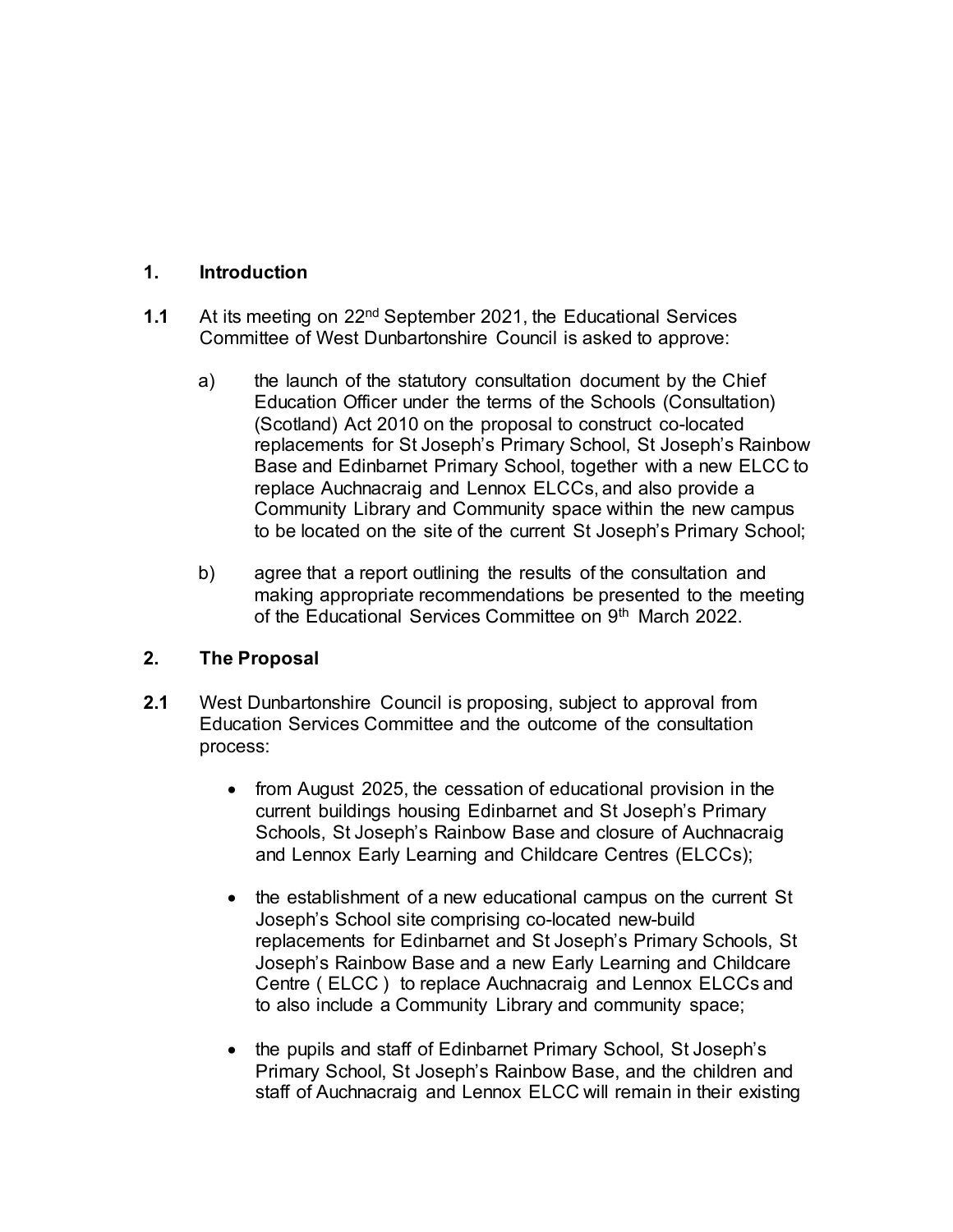## 1. Introduction

**1.1** At its meeting on 22nd September 2021, the Educational Services Committee of West Dunbartonshire Council is asked to approve:

a) the launch of the statutory consultation document by the Chief Education Officer under the terms of the Schools (Consultation) (Scotland) Act 2010 on the proposal to construct co-located replacements for St Joseph's Primary School, St Joseph's Rainbow Base and Edinbarnet Primary School, together with a new ELCC to replace Auchnacraig and Lennox ELCCs, and also provide a Community Library and Community space within the new campus to be located on the site of the current St Joseph's Primary School;

b) agree that a report outlining the results of the consultation and making appropriate recommendations be presented to the meeting of the Educational Services Committee on 9th March 2022.

## 2. The Proposal

**2.1** West Dunbartonshire Council is proposing, subject to approval from Education Services Committee and the outcome of the consultation process:

- from August 2025, the cessation of educational provision in the current buildings housing Edinbarnet and St Joseph's Primary Schools, St Joseph's Rainbow Base and closure of Auchnacraig and Lennox Early Learning and Childcare Centres (ELCCs);
- the establishment of a new educational campus on the current St Joseph's School site comprising co-located new-build replacements for Edinbarnet and St Joseph's Primary Schools, St Joseph's Rainbow Base and a new Early Learning and Childcare Centre ( ELCC ) to replace Auchnacraig and Lennox ELCCs and to also include a Community Library and community space;
- the pupils and staff of Edinbarnet Primary School, St Joseph's Primary School, St Joseph's Rainbow Base, and the children and staff of Auchnacraig and Lennox ELCC will remain in their existing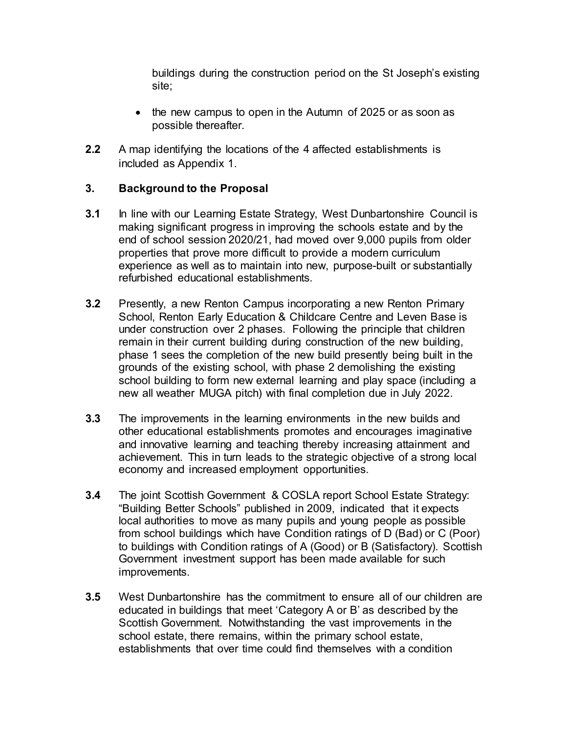buildings during the construction period on the St Joseph's existing site;

- the new campus to open in the Autumn of 2025 or as soon as possible thereafter.

**2.2** A map identifying the locations of the 4 affected establishments is included as Appendix 1.

## 3. Background to the Proposal

**3.1** In line with our Learning Estate Strategy, West Dunbartonshire Council is making significant progress in improving the schools estate and by the end of school session 2020/21, had moved over 9,000 pupils from older properties that prove more difficult to provide a modern curriculum experience as well as to maintain into new, purpose-built or substantially refurbished educational establishments.

**3.2** Presently, a new Renton Campus incorporating a new Renton Primary School, Renton Early Education & Childcare Centre and Leven Base is under construction over 2 phases. Following the principle that children remain in their current building during construction of the new building, phase 1 sees the completion of the new build presently being built in the grounds of the existing school, with phase 2 demolishing the existing school building to form new external learning and play space (including a new all weather MUGA pitch) with final completion due in July 2022.

**3.3** The improvements in the learning environments in the new builds and other educational establishments promotes and encourages imaginative and innovative learning and teaching thereby increasing attainment and achievement. This in turn leads to the strategic objective of a strong local economy and increased employment opportunities.

**3.4** The joint Scottish Government & COSLA report School Estate Strategy: "Building Better Schools" published in 2009, indicated that it expects local authorities to move as many pupils and young people as possible from school buildings which have Condition ratings of D (Bad) or C (Poor) to buildings with Condition ratings of A (Good) or B (Satisfactory). Scottish Government investment support has been made available for such improvements.

**3.5** West Dunbartonshire has the commitment to ensure all of our children are educated in buildings that meet 'Category A or B' as described by the Scottish Government. Notwithstanding the vast improvements in the school estate, there remains, within the primary school estate, establishments that over time could find themselves with a condition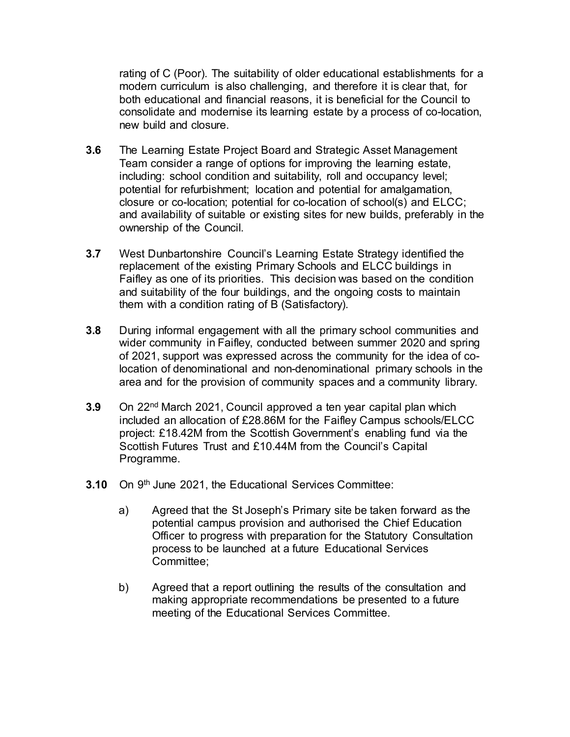rating of C (Poor). The suitability of older educational establishments for a modern curriculum is also challenging, and therefore it is clear that, for both educational and financial reasons, it is beneficial for the Council to consolidate and modernise its learning estate by a process of co-location, new build and closure.

**3.6** The Learning Estate Project Board and Strategic Asset Management Team consider a range of options for improving the learning estate, including: school condition and suitability, roll and occupancy level; potential for refurbishment; location and potential for amalgamation, closure or co-location; potential for co-location of school(s) and ELCC; and availability of suitable or existing sites for new builds, preferably in the ownership of the Council.

**3.7** West Dunbartonshire Council's Learning Estate Strategy identified the replacement of the existing Primary Schools and ELCC buildings in Faifley as one of its priorities. This decision was based on the condition and suitability of the four buildings, and the ongoing costs to maintain them with a condition rating of B (Satisfactory).

**3.8** During informal engagement with all the primary school communities and wider community in Faifley, conducted between summer 2020 and spring of 2021, support was expressed across the community for the idea of co-location of denominational and non-denominational primary schools in the area and for the provision of community spaces and a community library.

**3.9** On 22nd March 2021, Council approved a ten year capital plan which included an allocation of £28.86M for the Faifley Campus schools/ELCC project: £18.42M from the Scottish Government's enabling fund via the Scottish Futures Trust and £10.44M from the Council's Capital Programme.

**3.10** On 9th June 2021, the Educational Services Committee:

a) Agreed that the St Joseph's Primary site be taken forward as the potential campus provision and authorised the Chief Education Officer to progress with preparation for the Statutory Consultation process to be launched at a future Educational Services Committee;

b) Agreed that a report outlining the results of the consultation and making appropriate recommendations be presented to a future meeting of the Educational Services Committee.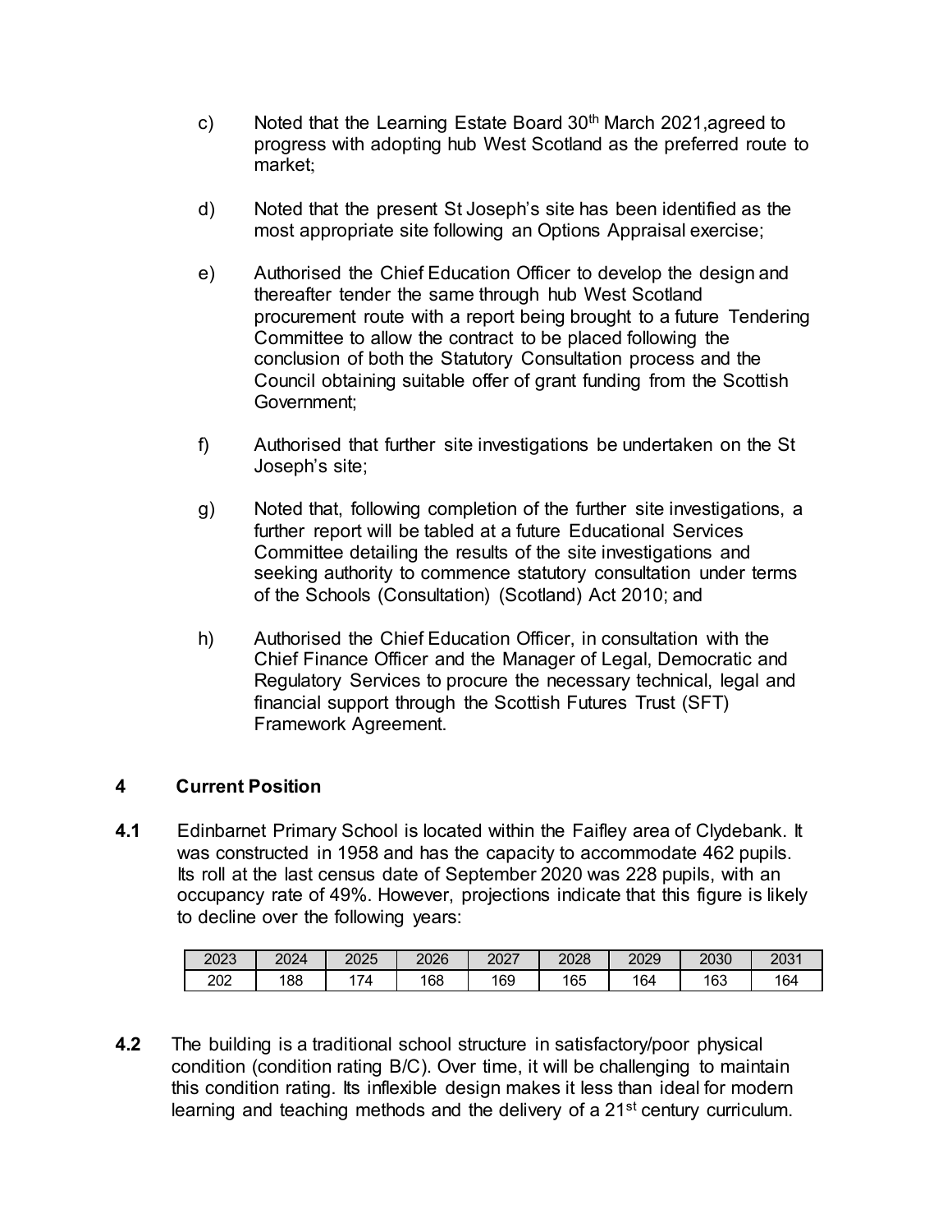c) Noted that the Learning Estate Board 30th March 2021,agreed to progress with adopting hub West Scotland as the preferred route to market;

d) Noted that the present St Joseph's site has been identified as the most appropriate site following an Options Appraisal exercise;

e) Authorised the Chief Education Officer to develop the design and thereafter tender the same through hub West Scotland procurement route with a report being brought to a future Tendering Committee to allow the contract to be placed following the conclusion of both the Statutory Consultation process and the Council obtaining suitable offer of grant funding from the Scottish Government;

f) Authorised that further site investigations be undertaken on the St Joseph's site;

g) Noted that, following completion of the further site investigations, a further report will be tabled at a future Educational Services Committee detailing the results of the site investigations and seeking authority to commence statutory consultation under terms of the Schools (Consultation) (Scotland) Act 2010; and

h) Authorised the Chief Education Officer, in consultation with the Chief Finance Officer and the Manager of Legal, Democratic and Regulatory Services to procure the necessary technical, legal and financial support through the Scottish Futures Trust (SFT) Framework Agreement.

## 4 Current Position

**4.1** Edinbarnet Primary School is located within the Faifley area of Clydebank. It was constructed in 1958 and has the capacity to accommodate 462 pupils. Its roll at the last census date of September 2020 was 228 pupils, with an occupancy rate of 49%. However, projections indicate that this figure is likely to decline over the following years:

| 2023 | 2024 | 2025 | 2026 | 2027 | 2028 | 2029 | 2030 | 2031 |
|---|---|---|---|---|---|---|---|---|
| 202 | 188 | 174 | 168 | 169 | 165 | 164 | 163 | 164 |

**4.2** The building is a traditional school structure in satisfactory/poor physical condition (condition rating B/C). Over time, it will be challenging to maintain this condition rating. Its inflexible design makes it less than ideal for modern learning and teaching methods and the delivery of a 21st century curriculum.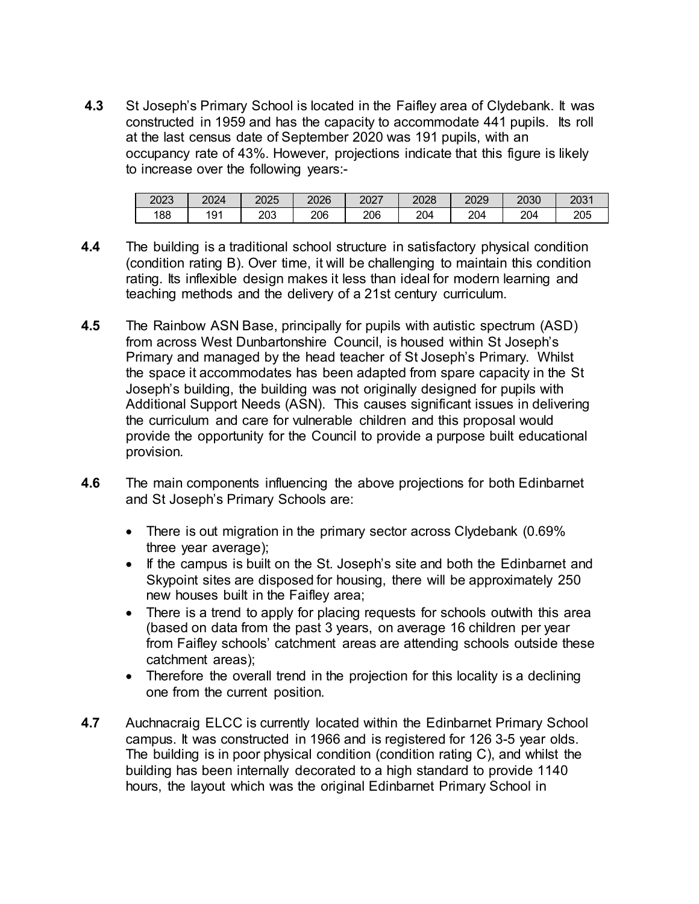**4.3** St Joseph's Primary School is located in the Faifley area of Clydebank. It was constructed in 1959 and has the capacity to accommodate 441 pupils. Its roll at the last census date of September 2020 was 191 pupils, with an occupancy rate of 43%. However, projections indicate that this figure is likely to increase over the following years:-

| 2023 | 2024 | 2025 | 2026 | 2027 | 2028 | 2029 | 2030 | 2031 |
|---|---|---|---|---|---|---|---|---|
| 188 | 191 | 203 | 206 | 206 | 204 | 204 | 204 | 205 |

**4.4** The building is a traditional school structure in satisfactory physical condition (condition rating B). Over time, it will be challenging to maintain this condition rating. Its inflexible design makes it less than ideal for modern learning and teaching methods and the delivery of a 21st century curriculum.

**4.5** The Rainbow ASN Base, principally for pupils with autistic spectrum (ASD) from across West Dunbartonshire Council, is housed within St Joseph's Primary and managed by the head teacher of St Joseph's Primary. Whilst the space it accommodates has been adapted from spare capacity in the St Joseph's building, the building was not originally designed for pupils with Additional Support Needs (ASN). This causes significant issues in delivering the curriculum and care for vulnerable children and this proposal would provide the opportunity for the Council to provide a purpose built educational provision.

**4.6** The main components influencing the above projections for both Edinbarnet and St Joseph's Primary Schools are:

- There is out migration in the primary sector across Clydebank (0.69% three year average);
- If the campus is built on the St. Joseph's site and both the Edinbarnet and Skypoint sites are disposed for housing, there will be approximately 250 new houses built in the Faifley area;
- There is a trend to apply for placing requests for schools outwith this area (based on data from the past 3 years, on average 16 children per year from Faifley schools' catchment areas are attending schools outside these catchment areas);
- Therefore the overall trend in the projection for this locality is a declining one from the current position.

**4.7** Auchnacraig ELCC is currently located within the Edinbarnet Primary School campus. It was constructed in 1966 and is registered for 126 3-5 year olds. The building is in poor physical condition (condition rating C), and whilst the building has been internally decorated to a high standard to provide 1140 hours, the layout which was the original Edinbarnet Primary School in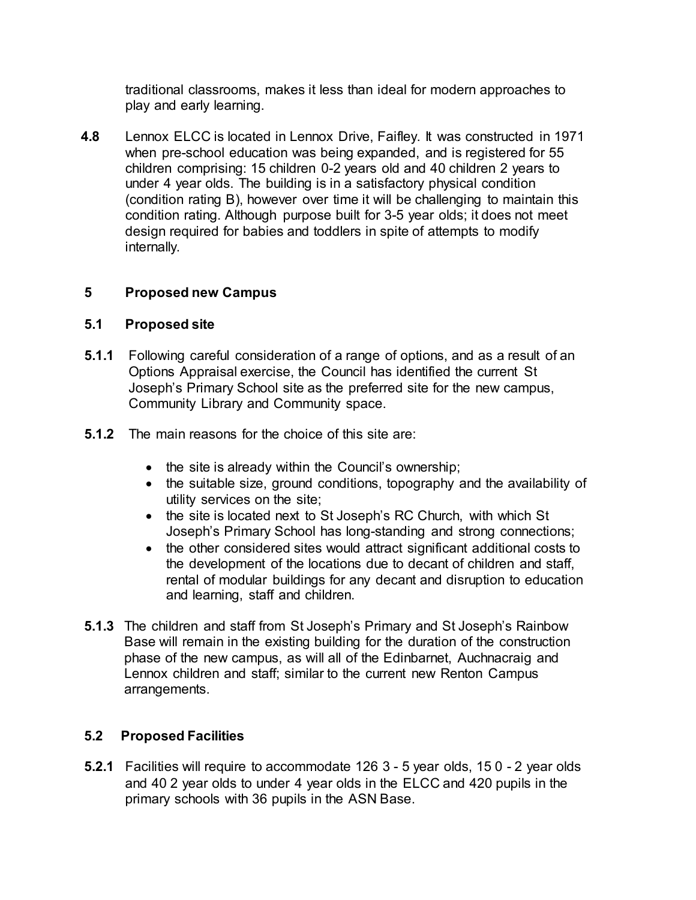traditional classrooms, makes it less than ideal for modern approaches to play and early learning.

**4.8** Lennox ELCC is located in Lennox Drive, Faifley. It was constructed in 1971 when pre-school education was being expanded, and is registered for 55 children comprising: 15 children 0-2 years old and 40 children 2 years to under 4 year olds. The building is in a satisfactory physical condition (condition rating B), however over time it will be challenging to maintain this condition rating. Although purpose built for 3-5 year olds; it does not meet design required for babies and toddlers in spite of attempts to modify internally.

## 5 Proposed new Campus

### 5.1 Proposed site

**5.1.1** Following careful consideration of a range of options, and as a result of an Options Appraisal exercise, the Council has identified the current St Joseph's Primary School site as the preferred site for the new campus, Community Library and Community space.

**5.1.2** The main reasons for the choice of this site are:

- the site is already within the Council's ownership;
- the suitable size, ground conditions, topography and the availability of utility services on the site;
- the site is located next to St Joseph's RC Church, with which St Joseph's Primary School has long-standing and strong connections;
- the other considered sites would attract significant additional costs to the development of the locations due to decant of children and staff, rental of modular buildings for any decant and disruption to education and learning, staff and children.

**5.1.3** The children and staff from St Joseph's Primary and St Joseph's Rainbow Base will remain in the existing building for the duration of the construction phase of the new campus, as will all of the Edinbarnet, Auchnacraig and Lennox children and staff; similar to the current new Renton Campus arrangements.

### 5.2 Proposed Facilities

**5.2.1** Facilities will require to accommodate 126 3 - 5 year olds, 15 0 - 2 year olds and 40 2 year olds to under 4 year olds in the ELCC and 420 pupils in the primary schools with 36 pupils in the ASN Base.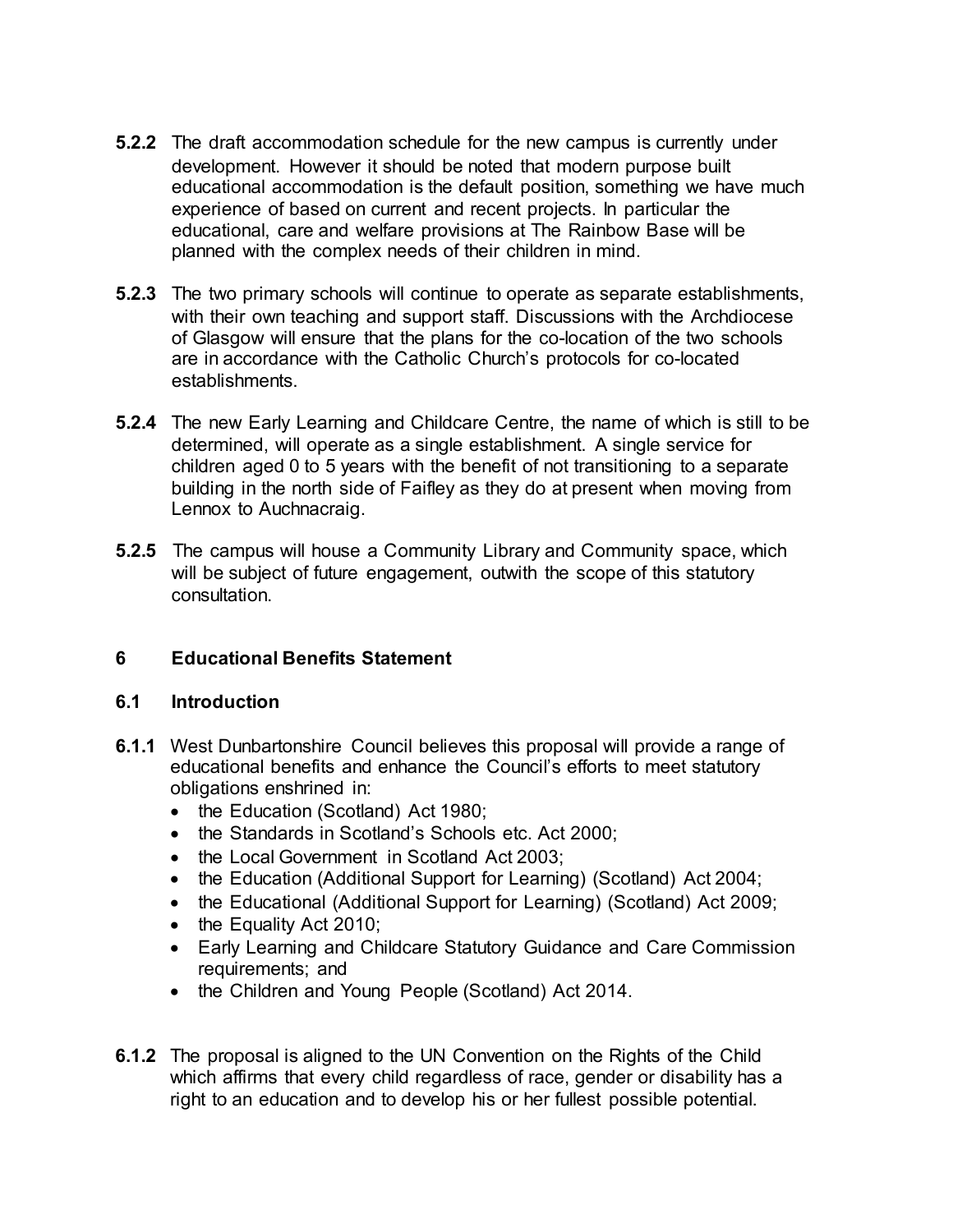**5.2.2** The draft accommodation schedule for the new campus is currently under development. However it should be noted that modern purpose built educational accommodation is the default position, something we have much experience of based on current and recent projects. In particular the educational, care and welfare provisions at The Rainbow Base will be planned with the complex needs of their children in mind.

**5.2.3** The two primary schools will continue to operate as separate establishments, with their own teaching and support staff. Discussions with the Archdiocese of Glasgow will ensure that the plans for the co-location of the two schools are in accordance with the Catholic Church's protocols for co-located establishments.

**5.2.4** The new Early Learning and Childcare Centre, the name of which is still to be determined, will operate as a single establishment. A single service for children aged 0 to 5 years with the benefit of not transitioning to a separate building in the north side of Faifley as they do at present when moving from Lennox to Auchnacraig.

**5.2.5** The campus will house a Community Library and Community space, which will be subject of future engagement, outwith the scope of this statutory consultation.

## 6 Educational Benefits Statement

### 6.1 Introduction

**6.1.1** West Dunbartonshire Council believes this proposal will provide a range of educational benefits and enhance the Council's efforts to meet statutory obligations enshrined in:

- the Education (Scotland) Act 1980;
- the Standards in Scotland's Schools etc. Act 2000;
- the Local Government in Scotland Act 2003;
- the Education (Additional Support for Learning) (Scotland) Act 2004;
- the Educational (Additional Support for Learning) (Scotland) Act 2009;
- the Equality Act 2010;
- Early Learning and Childcare Statutory Guidance and Care Commission requirements; and
- the Children and Young People (Scotland) Act 2014.

**6.1.2** The proposal is aligned to the UN Convention on the Rights of the Child which affirms that every child regardless of race, gender or disability has a right to an education and to develop his or her fullest possible potential.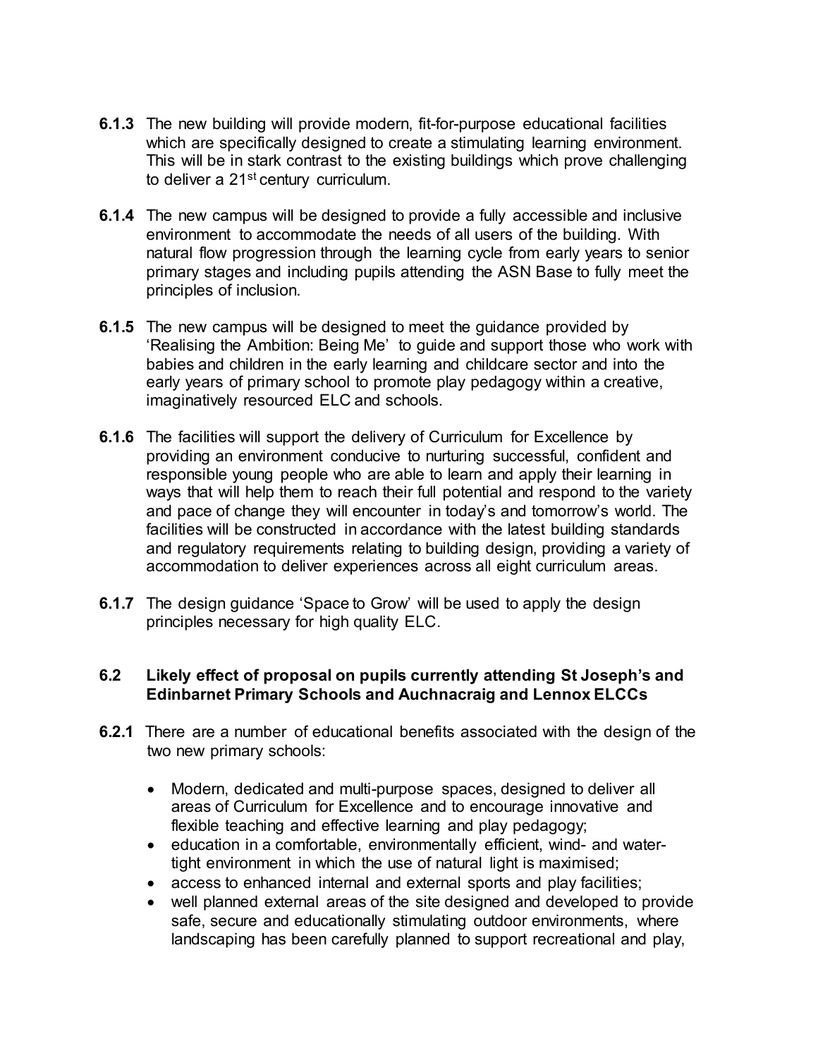**6.1.3** The new building will provide modern, fit-for-purpose educational facilities which are specifically designed to create a stimulating learning environment. This will be in stark contrast to the existing buildings which prove challenging to deliver a 21st century curriculum.

**6.1.4** The new campus will be designed to provide a fully accessible and inclusive environment to accommodate the needs of all users of the building. With natural flow progression through the learning cycle from early years to senior primary stages and including pupils attending the ASN Base to fully meet the principles of inclusion.

**6.1.5** The new campus will be designed to meet the guidance provided by 'Realising the Ambition: Being Me' to guide and support those who work with babies and children in the early learning and childcare sector and into the early years of primary school to promote play pedagogy within a creative, imaginatively resourced ELC and schools.

**6.1.6** The facilities will support the delivery of Curriculum for Excellence by providing an environment conducive to nurturing successful, confident and responsible young people who are able to learn and apply their learning in ways that will help them to reach their full potential and respond to the variety and pace of change they will encounter in today's and tomorrow's world. The facilities will be constructed in accordance with the latest building standards and regulatory requirements relating to building design, providing a variety of accommodation to deliver experiences across all eight curriculum areas.

**6.1.7** The design guidance 'Space to Grow' will be used to apply the design principles necessary for high quality ELC.

### 6.2 Likely effect of proposal on pupils currently attending St Joseph's and Edinbarnet Primary Schools and Auchnacraig and Lennox ELCCs

**6.2.1** There are a number of educational benefits associated with the design of the two new primary schools:

- Modern, dedicated and multi-purpose spaces, designed to deliver all areas of Curriculum for Excellence and to encourage innovative and flexible teaching and effective learning and play pedagogy;
- education in a comfortable, environmentally efficient, wind- and water-tight environment in which the use of natural light is maximised;
- access to enhanced internal and external sports and play facilities;
- well planned external areas of the site designed and developed to provide safe, secure and educationally stimulating outdoor environments, where landscaping has been carefully planned to support recreational and play,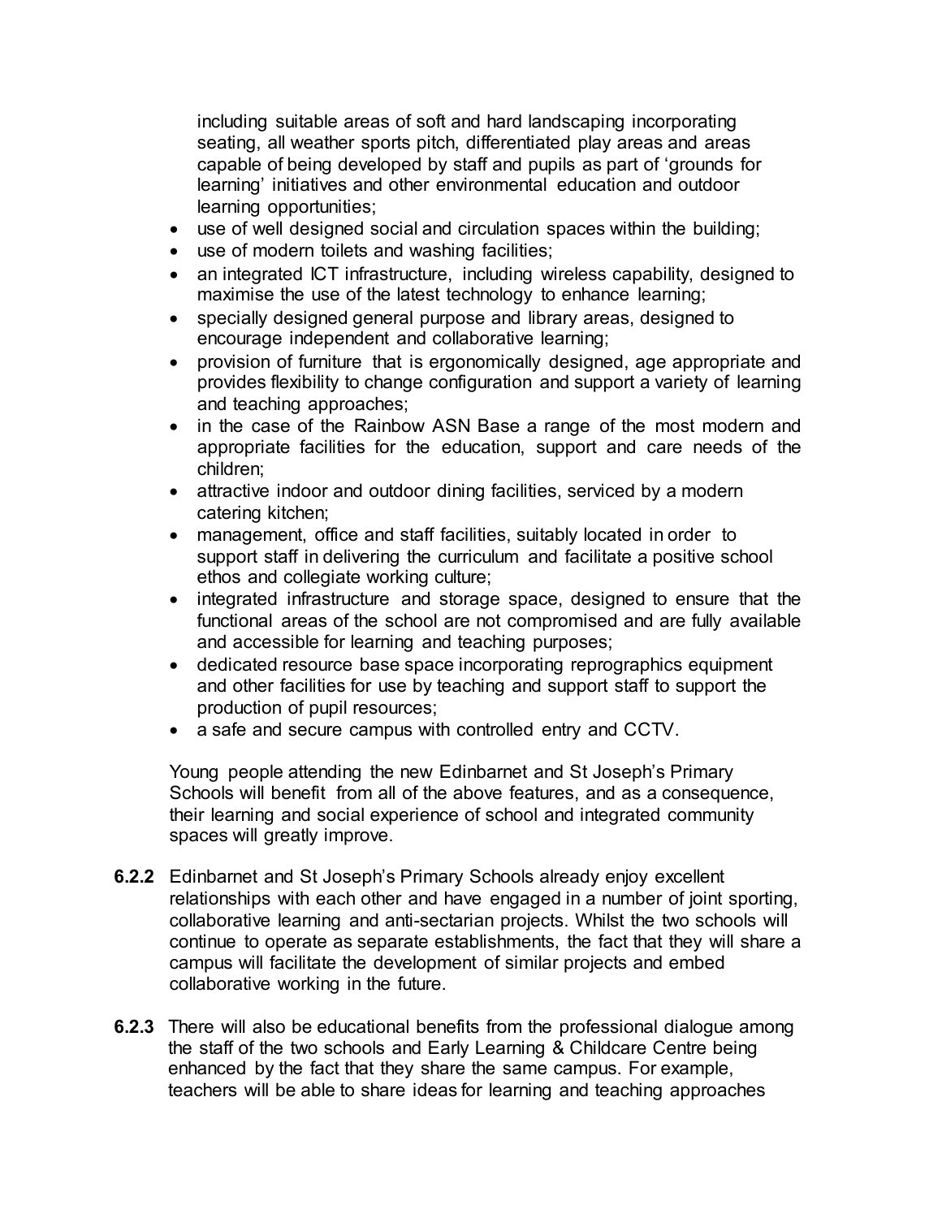including suitable areas of soft and hard landscaping incorporating seating, all weather sports pitch, differentiated play areas and areas capable of being developed by staff and pupils as part of 'grounds for learning' initiatives and other environmental education and outdoor learning opportunities;

- use of well designed social and circulation spaces within the building;
- use of modern toilets and washing facilities;
- an integrated ICT infrastructure, including wireless capability, designed to maximise the use of the latest technology to enhance learning;
- specially designed general purpose and library areas, designed to encourage independent and collaborative learning;
- provision of furniture that is ergonomically designed, age appropriate and provides flexibility to change configuration and support a variety of learning and teaching approaches;
- in the case of the Rainbow ASN Base a range of the most modern and appropriate facilities for the education, support and care needs of the children;
- attractive indoor and outdoor dining facilities, serviced by a modern catering kitchen;
- management, office and staff facilities, suitably located in order to support staff in delivering the curriculum and facilitate a positive school ethos and collegiate working culture;
- integrated infrastructure and storage space, designed to ensure that the functional areas of the school are not compromised and are fully available and accessible for learning and teaching purposes;
- dedicated resource base space incorporating reprographics equipment and other facilities for use by teaching and support staff to support the production of pupil resources;
- a safe and secure campus with controlled entry and CCTV.

Young people attending the new Edinbarnet and St Joseph's Primary Schools will benefit from all of the above features, and as a consequence, their learning and social experience of school and integrated community spaces will greatly improve.

**6.2.2** Edinbarnet and St Joseph's Primary Schools already enjoy excellent relationships with each other and have engaged in a number of joint sporting, collaborative learning and anti-sectarian projects. Whilst the two schools will continue to operate as separate establishments, the fact that they will share a campus will facilitate the development of similar projects and embed collaborative working in the future.

**6.2.3** There will also be educational benefits from the professional dialogue among the staff of the two schools and Early Learning & Childcare Centre being enhanced by the fact that they share the same campus. For example, teachers will be able to share ideas for learning and teaching approaches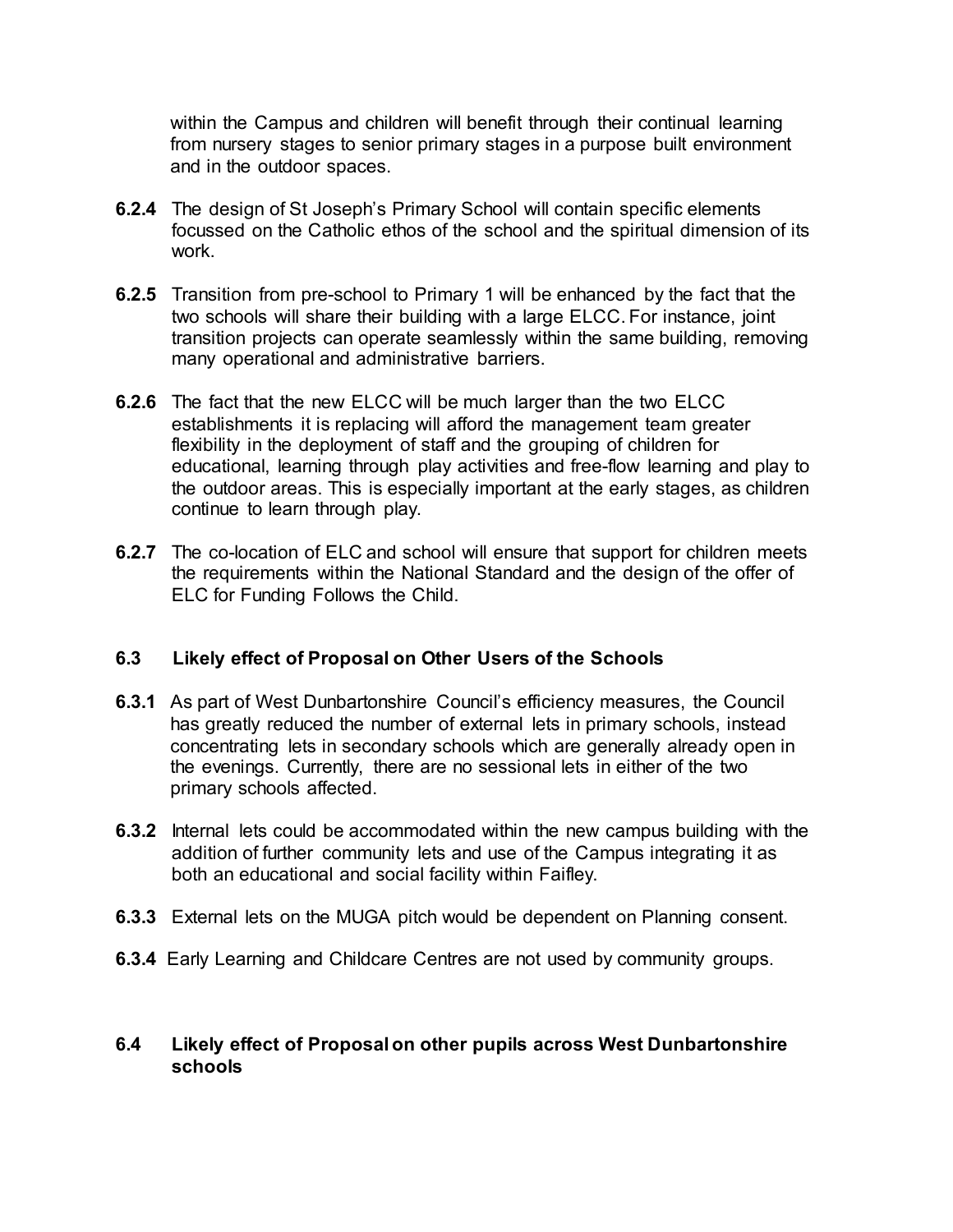within the Campus and children will benefit through their continual learning from nursery stages to senior primary stages in a purpose built environment and in the outdoor spaces.

**6.2.4** The design of St Joseph's Primary School will contain specific elements focussed on the Catholic ethos of the school and the spiritual dimension of its work.

**6.2.5** Transition from pre-school to Primary 1 will be enhanced by the fact that the two schools will share their building with a large ELCC. For instance, joint transition projects can operate seamlessly within the same building, removing many operational and administrative barriers.

**6.2.6** The fact that the new ELCC will be much larger than the two ELCC establishments it is replacing will afford the management team greater flexibility in the deployment of staff and the grouping of children for educational, learning through play activities and free-flow learning and play to the outdoor areas. This is especially important at the early stages, as children continue to learn through play.

**6.2.7** The co-location of ELC and school will ensure that support for children meets the requirements within the National Standard and the design of the offer of ELC for Funding Follows the Child.

### 6.3 Likely effect of Proposal on Other Users of the Schools

**6.3.1** As part of West Dunbartonshire Council's efficiency measures, the Council has greatly reduced the number of external lets in primary schools, instead concentrating lets in secondary schools which are generally already open in the evenings. Currently, there are no sessional lets in either of the two primary schools affected.

**6.3.2** Internal lets could be accommodated within the new campus building with the addition of further community lets and use of the Campus integrating it as both an educational and social facility within Faifley.

**6.3.3** External lets on the MUGA pitch would be dependent on Planning consent.

**6.3.4** Early Learning and Childcare Centres are not used by community groups.

### 6.4 Likely effect of Proposal on other pupils across West Dunbartonshire schools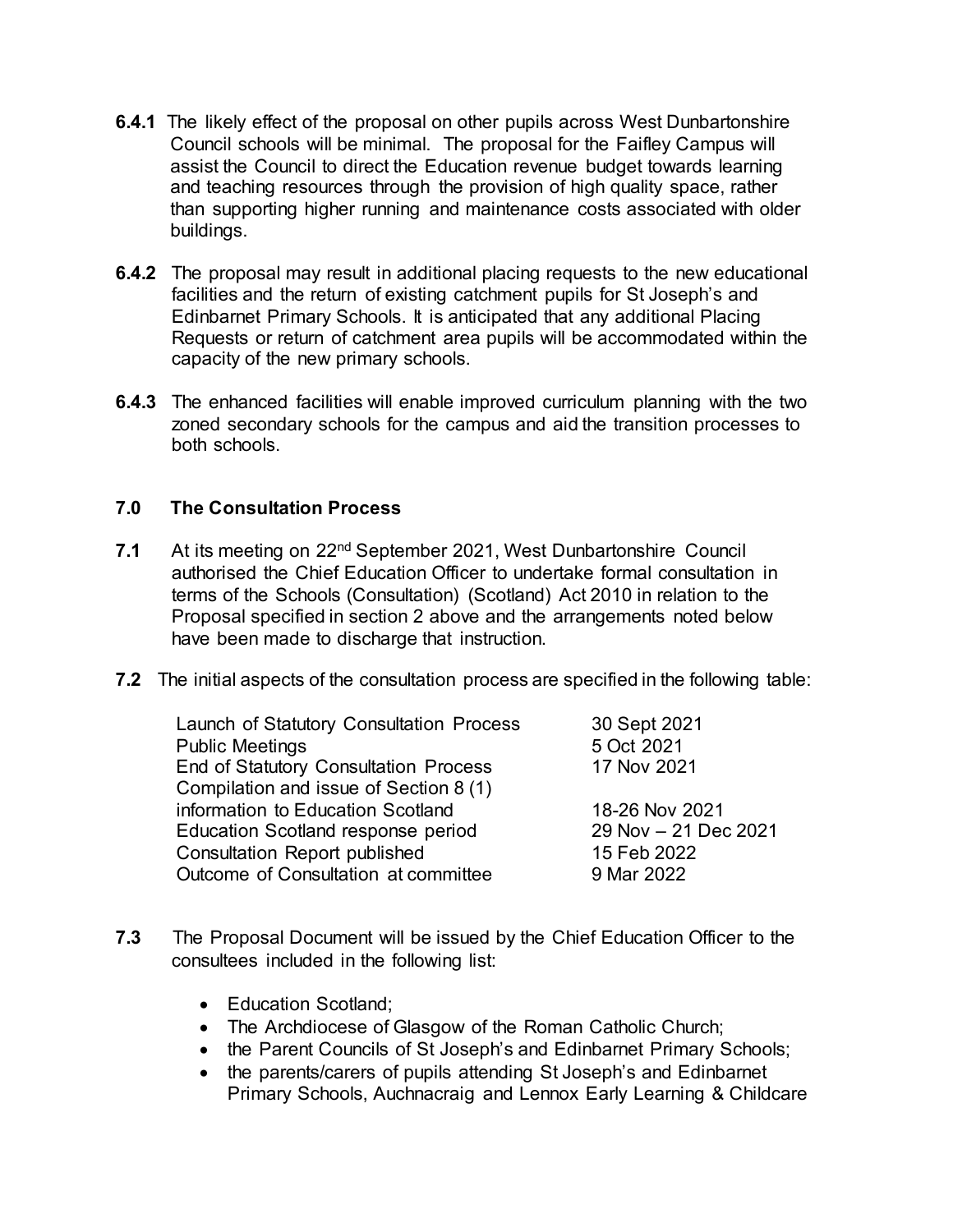**6.4.1** The likely effect of the proposal on other pupils across West Dunbartonshire Council schools will be minimal. The proposal for the Faifley Campus will assist the Council to direct the Education revenue budget towards learning and teaching resources through the provision of high quality space, rather than supporting higher running and maintenance costs associated with older buildings.

**6.4.2** The proposal may result in additional placing requests to the new educational facilities and the return of existing catchment pupils for St Joseph's and Edinbarnet Primary Schools. It is anticipated that any additional Placing Requests or return of catchment area pupils will be accommodated within the capacity of the new primary schools.

**6.4.3** The enhanced facilities will enable improved curriculum planning with the two zoned secondary schools for the campus and aid the transition processes to both schools.

## 7.0 The Consultation Process

**7.1** At its meeting on 22nd September 2021, West Dunbartonshire Council authorised the Chief Education Officer to undertake formal consultation in terms of the Schools (Consultation) (Scotland) Act 2010 in relation to the Proposal specified in section 2 above and the arrangements noted below have been made to discharge that instruction.

**7.2** The initial aspects of the consultation process are specified in the following table:

| | |
|---|---|
| Launch of Statutory Consultation Process | 30 Sept 2021 |
| Public Meetings | 5 Oct 2021 |
| End of Statutory Consultation Process | 17 Nov 2021 |
| Compilation and issue of Section 8 (1) information to Education Scotland | 18-26 Nov 2021 |
| Education Scotland response period | 29 Nov – 21 Dec 2021 |
| Consultation Report published | 15 Feb 2022 |
| Outcome of Consultation at committee | 9 Mar 2022 |

**7.3** The Proposal Document will be issued by the Chief Education Officer to the consultees included in the following list:

- Education Scotland;
- The Archdiocese of Glasgow of the Roman Catholic Church;
- the Parent Councils of St Joseph's and Edinbarnet Primary Schools;
- the parents/carers of pupils attending St Joseph's and Edinbarnet Primary Schools, Auchnacraig and Lennox Early Learning & Childcare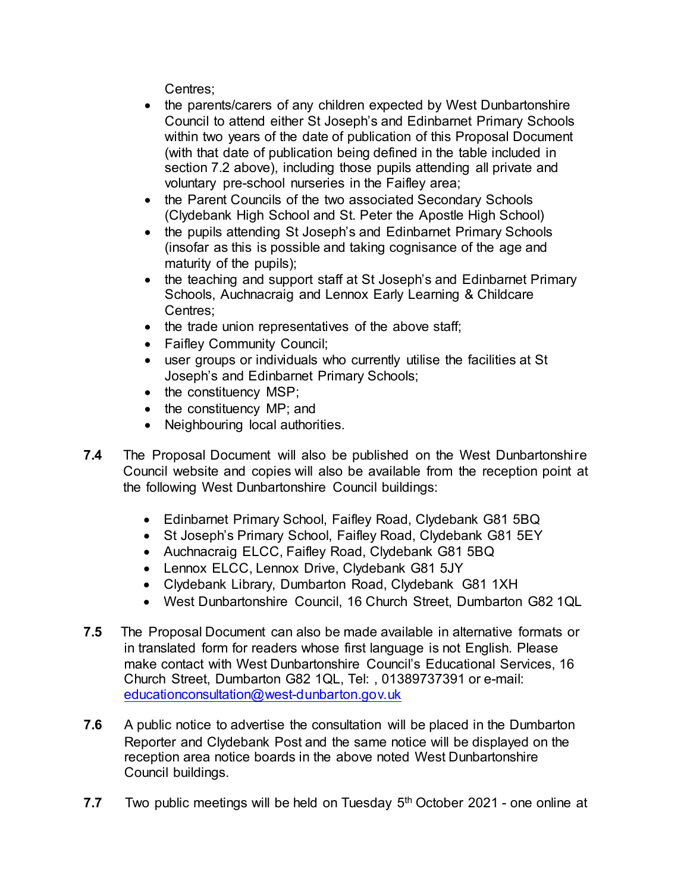Centres;

- the parents/carers of any children expected by West Dunbartonshire Council to attend either St Joseph's and Edinbarnet Primary Schools within two years of the date of publication of this Proposal Document (with that date of publication being defined in the table included in section 7.2 above), including those pupils attending all private and voluntary pre-school nurseries in the Faifley area;
- the Parent Councils of the two associated Secondary Schools (Clydebank High School and St. Peter the Apostle High School)
- the pupils attending St Joseph's and Edinbarnet Primary Schools (insofar as this is possible and taking cognisance of the age and maturity of the pupils);
- the teaching and support staff at St Joseph's and Edinbarnet Primary Schools, Auchnacraig and Lennox Early Learning & Childcare Centres;
- the trade union representatives of the above staff;
- Faifley Community Council;
- user groups or individuals who currently utilise the facilities at St Joseph's and Edinbarnet Primary Schools;
- the constituency MSP;
- the constituency MP; and
- Neighbouring local authorities.

**7.4** The Proposal Document will also be published on the West Dunbartonshire Council website and copies will also be available from the reception point at the following West Dunbartonshire Council buildings:

- Edinbarnet Primary School, Faifley Road, Clydebank G81 5BQ
- St Joseph's Primary School, Faifley Road, Clydebank G81 5EY
- Auchnacraig ELCC, Faifley Road, Clydebank G81 5BQ
- Lennox ELCC, Lennox Drive, Clydebank G81 5JY
- Clydebank Library, Dumbarton Road, Clydebank G81 1XH
- West Dunbartonshire Council, 16 Church Street, Dumbarton G82 1QL

**7.5** The Proposal Document can also be made available in alternative formats or in translated form for readers whose first language is not English. Please make contact with West Dunbartonshire Council's Educational Services, 16 Church Street, Dumbarton G82 1QL, Tel: , 01389737391 or e-mail: educationconsultation@west-dunbarton.gov.uk

**7.6** A public notice to advertise the consultation will be placed in the Dumbarton Reporter and Clydebank Post and the same notice will be displayed on the reception area notice boards in the above noted West Dunbartonshire Council buildings.

**7.7** Two public meetings will be held on Tuesday 5th October 2021 - one online at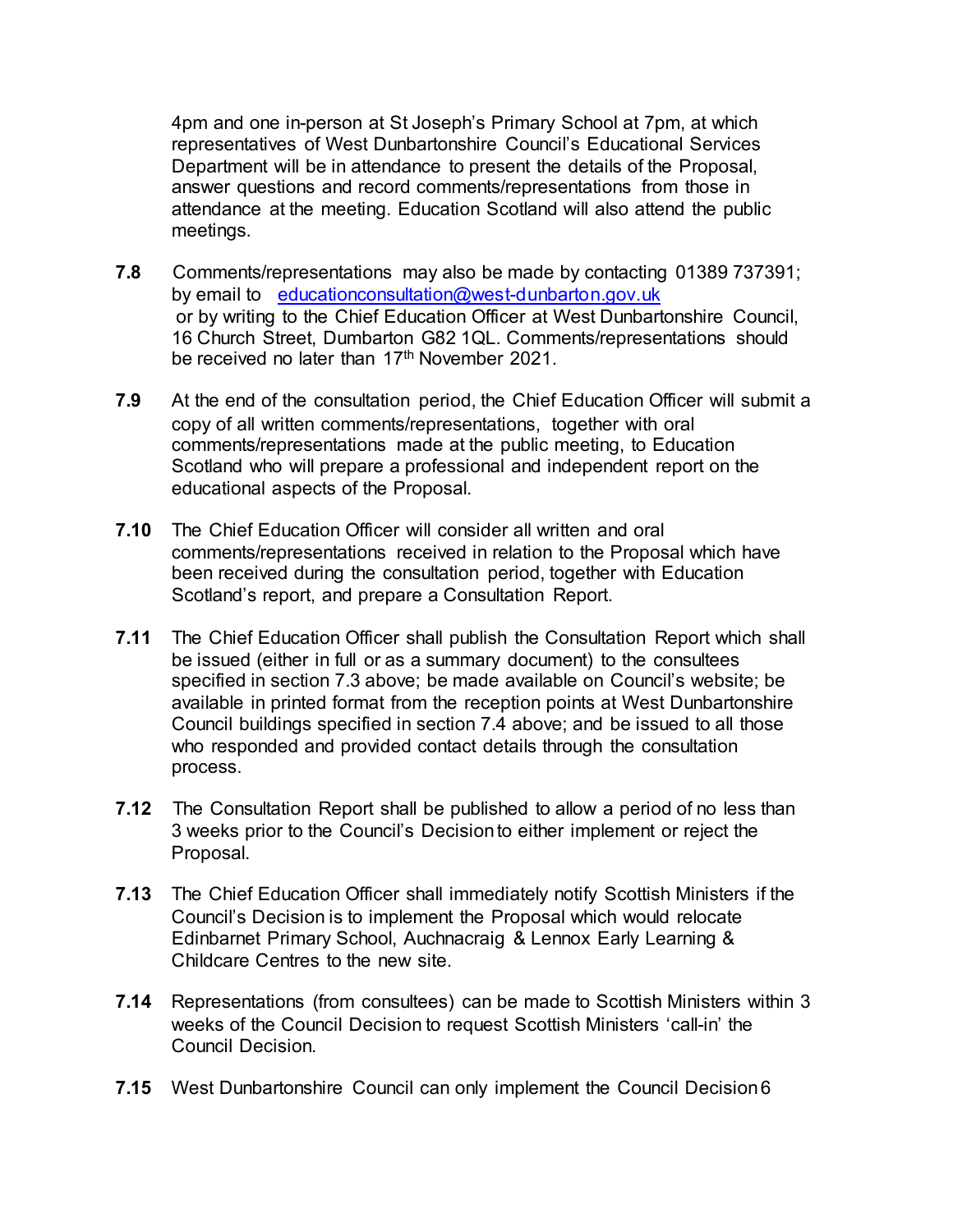4pm and one in-person at St Joseph's Primary School at 7pm, at which representatives of West Dunbartonshire Council's Educational Services Department will be in attendance to present the details of the Proposal, answer questions and record comments/representations from those in attendance at the meeting. Education Scotland will also attend the public meetings.

**7.8** Comments/representations may also be made by contacting 01389 737391; by email to educationconsultation@west-dunbarton.gov.uk or by writing to the Chief Education Officer at West Dunbartonshire Council, 16 Church Street, Dumbarton G82 1QL. Comments/representations should be received no later than 17th November 2021.

**7.9** At the end of the consultation period, the Chief Education Officer will submit a copy of all written comments/representations, together with oral comments/representations made at the public meeting, to Education Scotland who will prepare a professional and independent report on the educational aspects of the Proposal.

**7.10** The Chief Education Officer will consider all written and oral comments/representations received in relation to the Proposal which have been received during the consultation period, together with Education Scotland's report, and prepare a Consultation Report.

**7.11** The Chief Education Officer shall publish the Consultation Report which shall be issued (either in full or as a summary document) to the consultees specified in section 7.3 above; be made available on Council's website; be available in printed format from the reception points at West Dunbartonshire Council buildings specified in section 7.4 above; and be issued to all those who responded and provided contact details through the consultation process.

**7.12** The Consultation Report shall be published to allow a period of no less than 3 weeks prior to the Council's Decision to either implement or reject the Proposal.

**7.13** The Chief Education Officer shall immediately notify Scottish Ministers if the Council's Decision is to implement the Proposal which would relocate Edinbarnet Primary School, Auchnacraig & Lennox Early Learning & Childcare Centres to the new site.

**7.14** Representations (from consultees) can be made to Scottish Ministers within 3 weeks of the Council Decision to request Scottish Ministers 'call-in' the Council Decision.

**7.15** West Dunbartonshire Council can only implement the Council Decision 6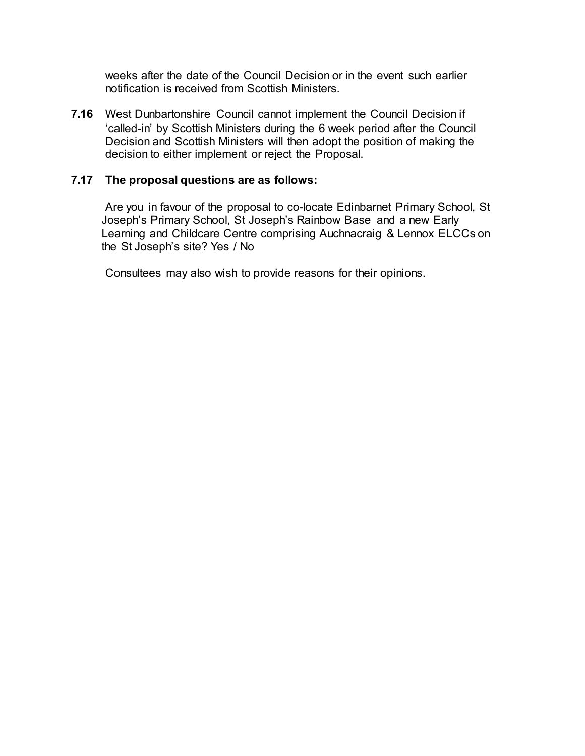weeks after the date of the Council Decision or in the event such earlier notification is received from Scottish Ministers.

**7.16** West Dunbartonshire Council cannot implement the Council Decision if 'called-in' by Scottish Ministers during the 6 week period after the Council Decision and Scottish Ministers will then adopt the position of making the decision to either implement or reject the Proposal.

**7.17 The proposal questions are as follows:**

Are you in favour of the proposal to co-locate Edinbarnet Primary School, St Joseph's Primary School, St Joseph's Rainbow Base and a new Early Learning and Childcare Centre comprising Auchnacraig & Lennox ELCCs on the St Joseph's site? Yes / No

Consultees may also wish to provide reasons for their opinions.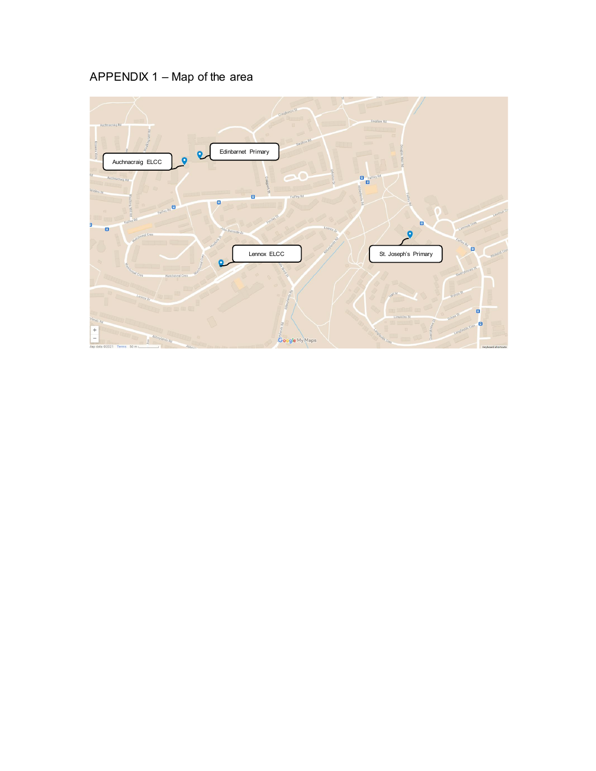APPENDIX 1 – Map of the area

Auchnacraig ELCC

Edinbarnet Primary

Lennox ELCC

St. Joseph's Primary